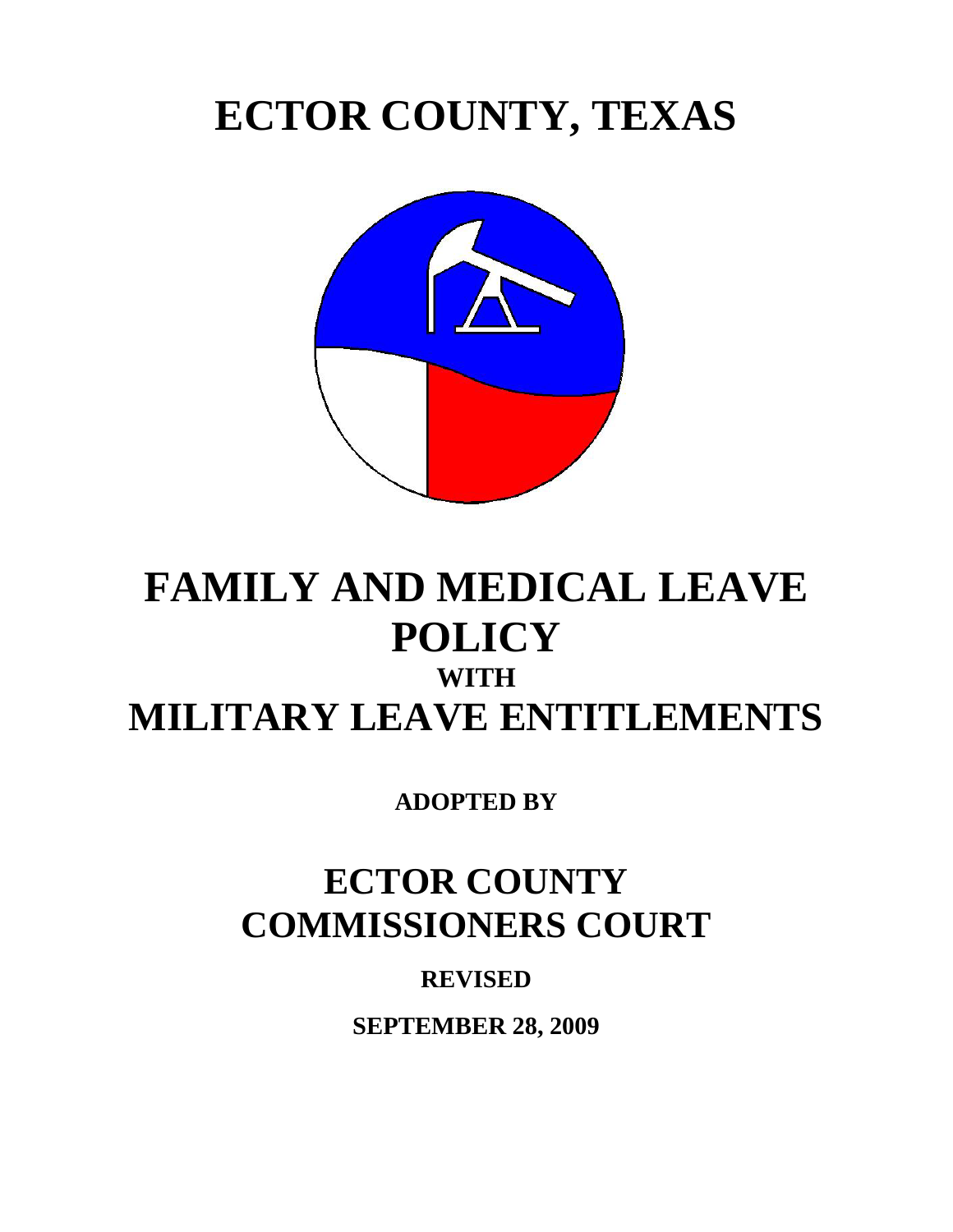# ECTOR COUNTY, TEXAS

# FAMILY AND MEDICAL LEAVE POLICY

## WITH

# MILITARY LEAVE ENTITLEMENTS

**ADOPTED BY**

# ECTOR COUNTY COMMISSIONERS COURT

**REVISED**

**SEPTEMBER 28, 2009**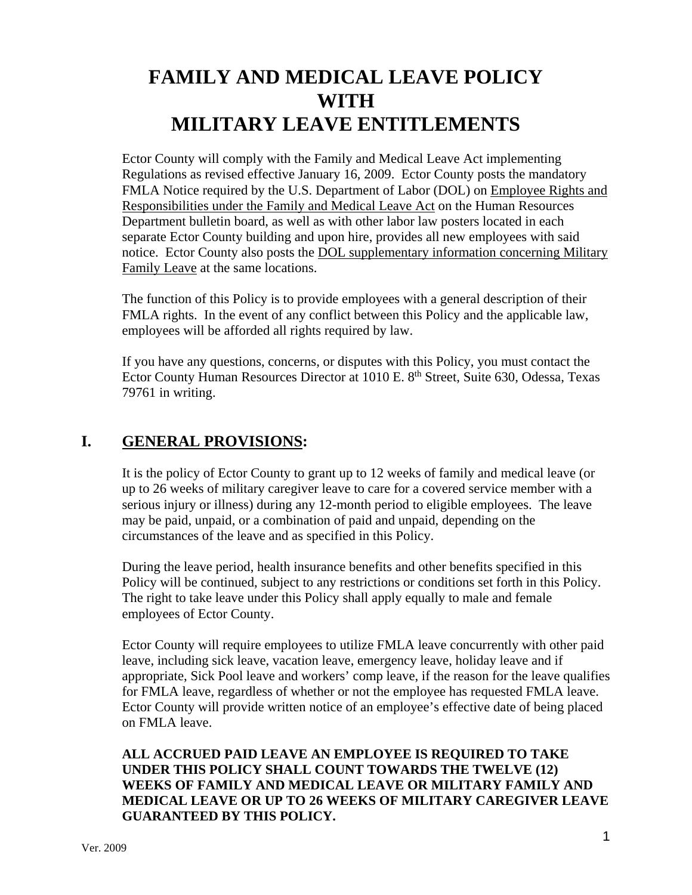# FAMILY AND MEDICAL LEAVE POLICY WITH MILITARY LEAVE ENTITLEMENTS

Ector County will comply with the Family and Medical Leave Act implementing Regulations as revised effective January 16, 2009. Ector County posts the mandatory FMLA Notice required by the U.S. Department of Labor (DOL) on Employee Rights and Responsibilities under the Family and Medical Leave Act on the Human Resources Department bulletin board, as well as with other labor law posters located in each separate Ector County building and upon hire, provides all new employees with said notice. Ector County also posts the DOL supplementary information concerning Military Family Leave at the same locations.

The function of this Policy is to provide employees with a general description of their FMLA rights. In the event of any conflict between this Policy and the applicable law, employees will be afforded all rights required by law.

If you have any questions, concerns, or disputes with this Policy, you must contact the Ector County Human Resources Director at 1010 E. 8th Street, Suite 630, Odessa, Texas 79761 in writing.

## I. GENERAL PROVISIONS:

It is the policy of Ector County to grant up to 12 weeks of family and medical leave (or up to 26 weeks of military caregiver leave to care for a covered service member with a serious injury or illness) during any 12-month period to eligible employees. The leave may be paid, unpaid, or a combination of paid and unpaid, depending on the circumstances of the leave and as specified in this Policy.

During the leave period, health insurance benefits and other benefits specified in this Policy will be continued, subject to any restrictions or conditions set forth in this Policy. The right to take leave under this Policy shall apply equally to male and female employees of Ector County.

Ector County will require employees to utilize FMLA leave concurrently with other paid leave, including sick leave, vacation leave, emergency leave, holiday leave and if appropriate, Sick Pool leave and workers' comp leave, if the reason for the leave qualifies for FMLA leave, regardless of whether or not the employee has requested FMLA leave. Ector County will provide written notice of an employee's effective date of being placed on FMLA leave.

**ALL ACCRUED PAID LEAVE AN EMPLOYEE IS REQUIRED TO TAKE UNDER THIS POLICY SHALL COUNT TOWARDS THE TWELVE (12) WEEKS OF FAMILY AND MEDICAL LEAVE OR MILITARY FAMILY AND MEDICAL LEAVE OR UP TO 26 WEEKS OF MILITARY CAREGIVER LEAVE GUARANTEED BY THIS POLICY.**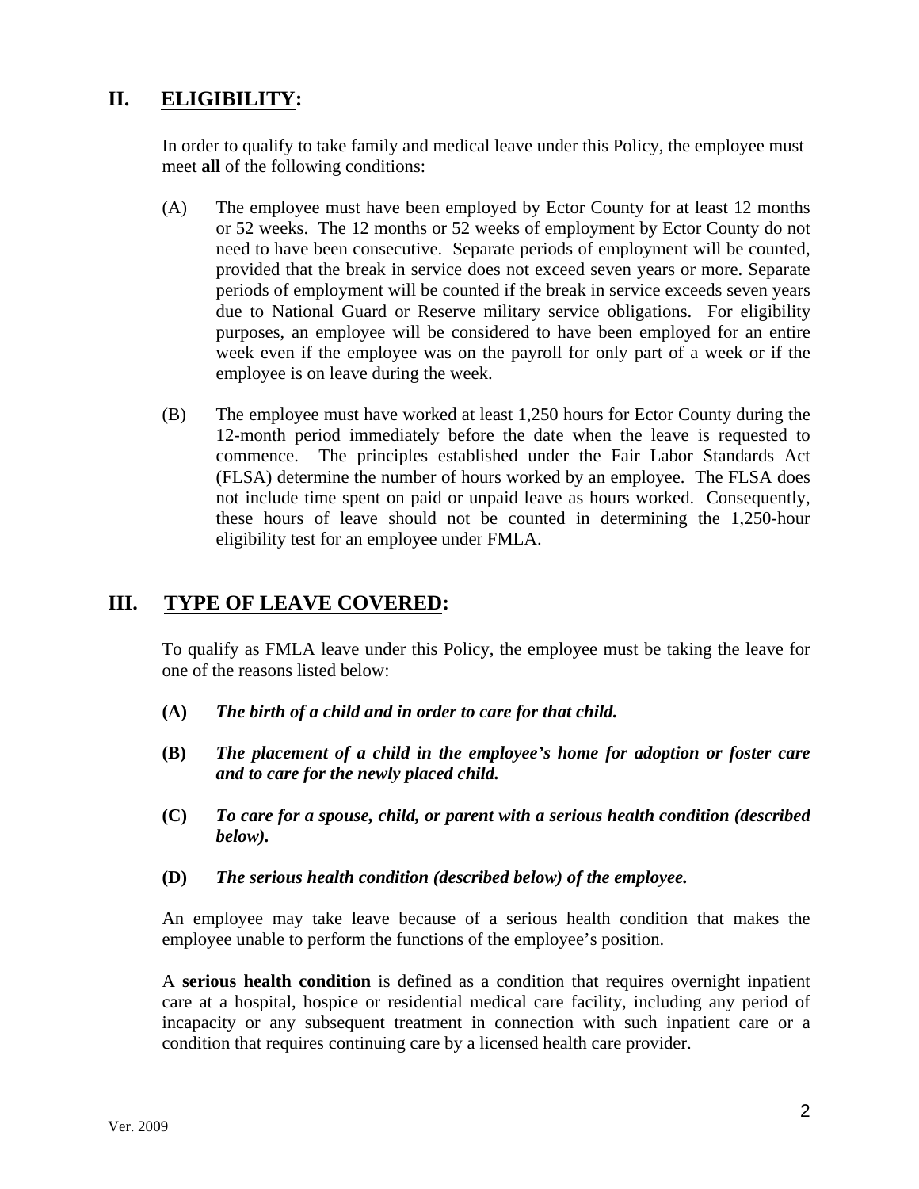## II. <u>ELIGIBILITY</u>:

In order to qualify to take family and medical leave under this Policy, the employee must meet **all** of the following conditions:

(A) The employee must have been employed by Ector County for at least 12 months or 52 weeks. The 12 months or 52 weeks of employment by Ector County do not need to have been consecutive. Separate periods of employment will be counted, provided that the break in service does not exceed seven years or more. Separate periods of employment will be counted if the break in service exceeds seven years due to National Guard or Reserve military service obligations. For eligibility purposes, an employee will be considered to have been employed for an entire week even if the employee was on the payroll for only part of a week or if the employee is on leave during the week.

(B) The employee must have worked at least 1,250 hours for Ector County during the 12-month period immediately before the date when the leave is requested to commence. The principles established under the Fair Labor Standards Act (FLSA) determine the number of hours worked by an employee. The FLSA does not include time spent on paid or unpaid leave as hours worked. Consequently, these hours of leave should not be counted in determining the 1,250-hour eligibility test for an employee under FMLA.

## III. <u>TYPE OF LEAVE COVERED</u>:

To qualify as FMLA leave under this Policy, the employee must be taking the leave for one of the reasons listed below:

**(A)** ***The birth of a child and in order to care for that child.***

**(B)** ***The placement of a child in the employee's home for adoption or foster care and to care for the newly placed child.***

**(C)** ***To care for a spouse, child, or parent with a serious health condition (described below).***

**(D)** ***The serious health condition (described below) of the employee.***

An employee may take leave because of a serious health condition that makes the employee unable to perform the functions of the employee's position.

A **serious health condition** is defined as a condition that requires overnight inpatient care at a hospital, hospice or residential medical care facility, including any period of incapacity or any subsequent treatment in connection with such inpatient care or a condition that requires continuing care by a licensed health care provider.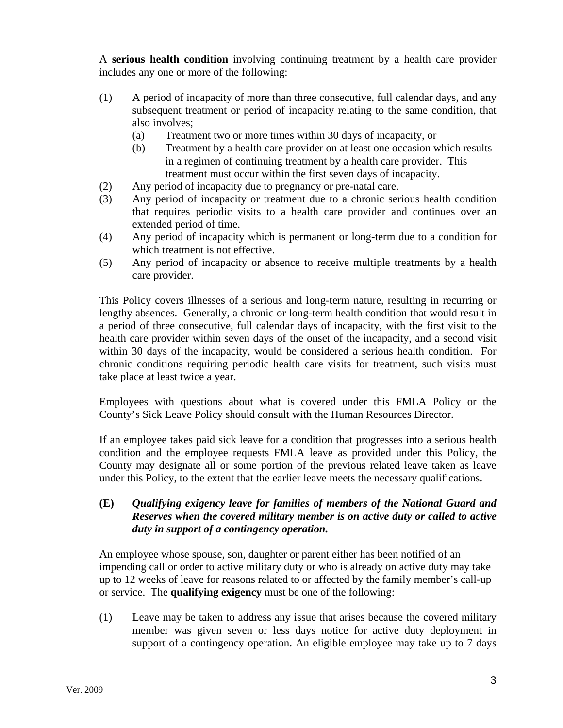A **serious health condition** involving continuing treatment by a health care provider includes any one or more of the following:

(1) A period of incapacity of more than three consecutive, full calendar days, and any subsequent treatment or period of incapacity relating to the same condition, that also involves;

   (a) Treatment two or more times within 30 days of incapacity, or

   (b) Treatment by a health care provider on at least one occasion which results in a regimen of continuing treatment by a health care provider. This treatment must occur within the first seven days of incapacity.

(2) Any period of incapacity due to pregnancy or pre-natal care.

(3) Any period of incapacity or treatment due to a chronic serious health condition that requires periodic visits to a health care provider and continues over an extended period of time.

(4) Any period of incapacity which is permanent or long-term due to a condition for which treatment is not effective.

(5) Any period of incapacity or absence to receive multiple treatments by a health care provider.

This Policy covers illnesses of a serious and long-term nature, resulting in recurring or lengthy absences. Generally, a chronic or long-term health condition that would result in a period of three consecutive, full calendar days of incapacity, with the first visit to the health care provider within seven days of the onset of the incapacity, and a second visit within 30 days of the incapacity, would be considered a serious health condition. For chronic conditions requiring periodic health care visits for treatment, such visits must take place at least twice a year.

Employees with questions about what is covered under this FMLA Policy or the County's Sick Leave Policy should consult with the Human Resources Director.

If an employee takes paid sick leave for a condition that progresses into a serious health condition and the employee requests FMLA leave as provided under this Policy, the County may designate all or some portion of the previous related leave taken as leave under this Policy, to the extent that the earlier leave meets the necessary qualifications.

**(E)** ***Qualifying exigency leave for families of members of the National Guard and Reserves when the covered military member is on active duty or called to active duty in support of a contingency operation.***

An employee whose spouse, son, daughter or parent either has been notified of an impending call or order to active military duty or who is already on active duty may take up to 12 weeks of leave for reasons related to or affected by the family member's call-up or service. The **qualifying exigency** must be one of the following:

(1) Leave may be taken to address any issue that arises because the covered military member was given seven or less days notice for active duty deployment in support of a contingency operation. An eligible employee may take up to 7 days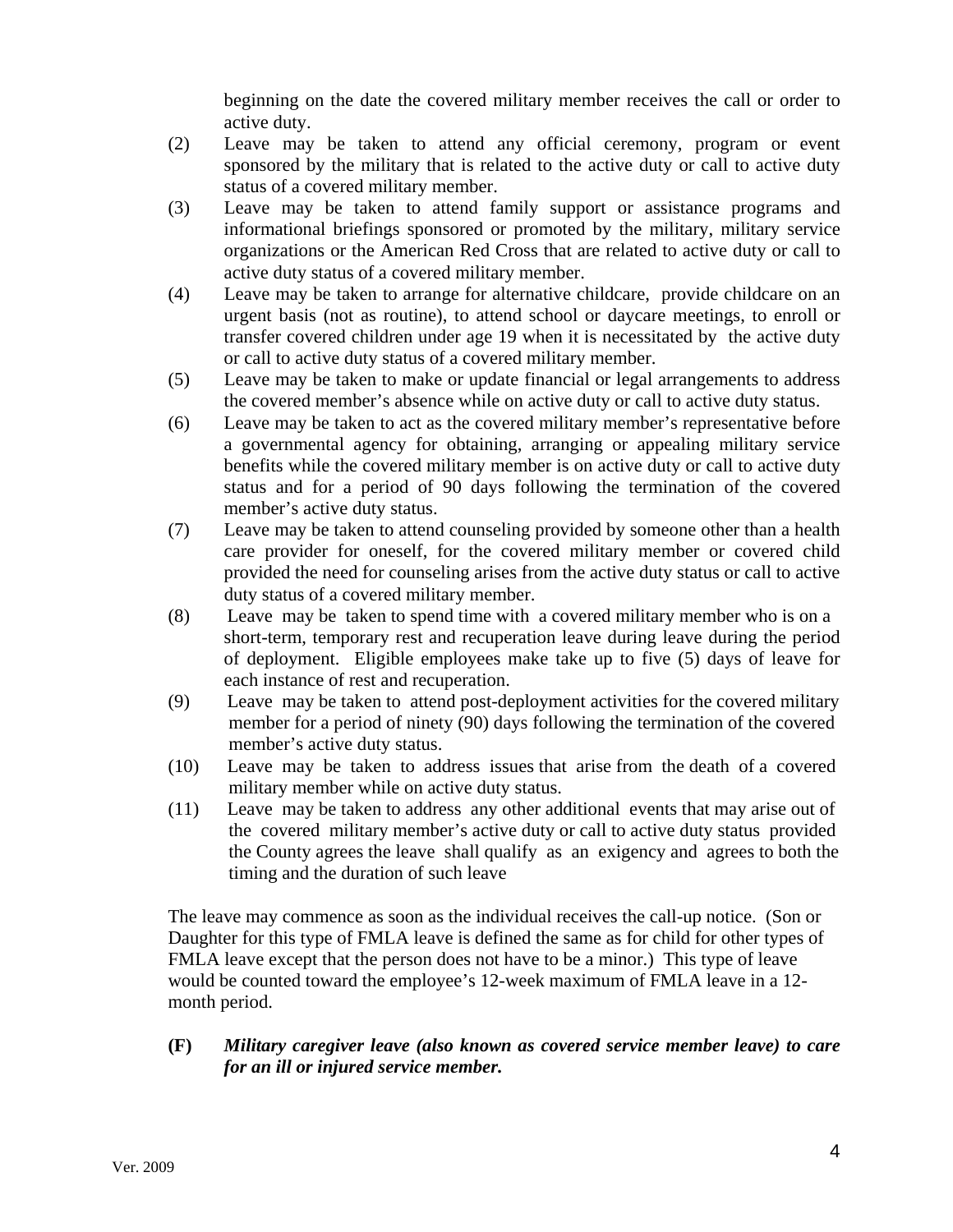beginning on the date the covered military member receives the call or order to active duty.

(2) Leave may be taken to attend any official ceremony, program or event sponsored by the military that is related to the active duty or call to active duty status of a covered military member.

(3) Leave may be taken to attend family support or assistance programs and informational briefings sponsored or promoted by the military, military service organizations or the American Red Cross that are related to active duty or call to active duty status of a covered military member.

(4) Leave may be taken to arrange for alternative childcare, provide childcare on an urgent basis (not as routine), to attend school or daycare meetings, to enroll or transfer covered children under age 19 when it is necessitated by the active duty or call to active duty status of a covered military member.

(5) Leave may be taken to make or update financial or legal arrangements to address the covered member's absence while on active duty or call to active duty status.

(6) Leave may be taken to act as the covered military member's representative before a governmental agency for obtaining, arranging or appealing military service benefits while the covered military member is on active duty or call to active duty status and for a period of 90 days following the termination of the covered member's active duty status.

(7) Leave may be taken to attend counseling provided by someone other than a health care provider for oneself, for the covered military member or covered child provided the need for counseling arises from the active duty status or call to active duty status of a covered military member.

(8) Leave may be taken to spend time with a covered military member who is on a short-term, temporary rest and recuperation leave during leave during the period of deployment. Eligible employees make take up to five (5) days of leave for each instance of rest and recuperation.

(9) Leave may be taken to attend post-deployment activities for the covered military member for a period of ninety (90) days following the termination of the covered member's active duty status.

(10) Leave may be taken to address issues that arise from the death of a covered military member while on active duty status.

(11) Leave may be taken to address any other additional events that may arise out of the covered military member's active duty or call to active duty status provided the County agrees the leave shall qualify as an exigency and agrees to both the timing and the duration of such leave

The leave may commence as soon as the individual receives the call-up notice. (Son or Daughter for this type of FMLA leave is defined the same as for child for other types of FMLA leave except that the person does not have to be a minor.) This type of leave would be counted toward the employee's 12-week maximum of FMLA leave in a 12-month period.

**(F)** ***Military caregiver leave (also known as covered service member leave) to care for an ill or injured service member.***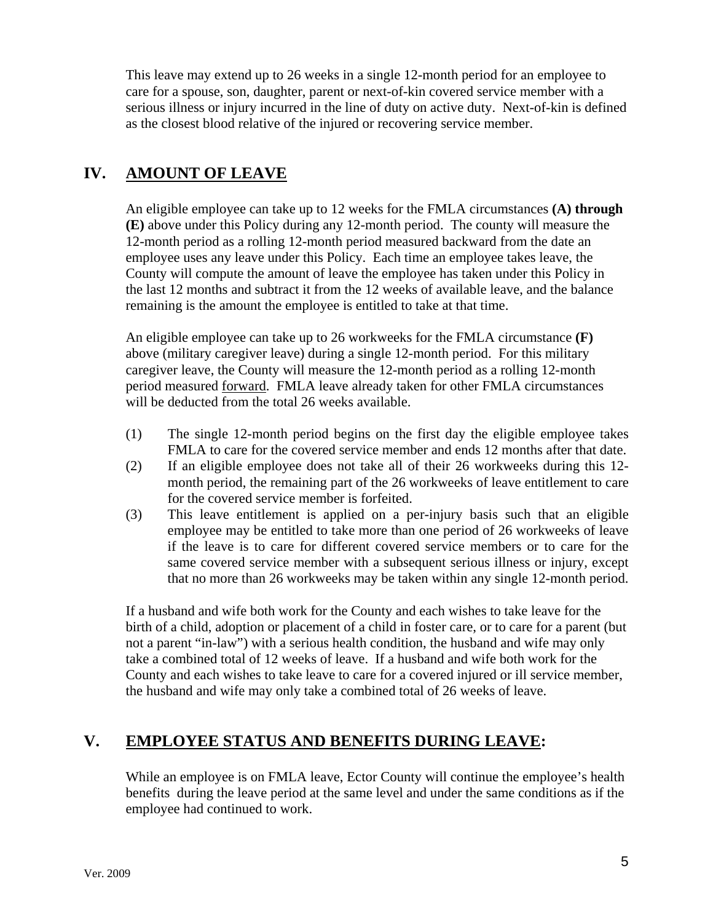This leave may extend up to 26 weeks in a single 12-month period for an employee to care for a spouse, son, daughter, parent or next-of-kin covered service member with a serious illness or injury incurred in the line of duty on active duty. Next-of-kin is defined as the closest blood relative of the injured or recovering service member.

## IV. AMOUNT OF LEAVE

An eligible employee can take up to 12 weeks for the FMLA circumstances **(A) through (E)** above under this Policy during any 12-month period. The county will measure the 12-month period as a rolling 12-month period measured backward from the date an employee uses any leave under this Policy. Each time an employee takes leave, the County will compute the amount of leave the employee has taken under this Policy in the last 12 months and subtract it from the 12 weeks of available leave, and the balance remaining is the amount the employee is entitled to take at that time.

An eligible employee can take up to 26 workweeks for the FMLA circumstance **(F)** above (military caregiver leave) during a single 12-month period. For this military caregiver leave, the County will measure the 12-month period as a rolling 12-month period measured forward. FMLA leave already taken for other FMLA circumstances will be deducted from the total 26 weeks available.

(1) The single 12-month period begins on the first day the eligible employee takes FMLA to care for the covered service member and ends 12 months after that date.

(2) If an eligible employee does not take all of their 26 workweeks during this 12-month period, the remaining part of the 26 workweeks of leave entitlement to care for the covered service member is forfeited.

(3) This leave entitlement is applied on a per-injury basis such that an eligible employee may be entitled to take more than one period of 26 workweeks of leave if the leave is to care for different covered service members or to care for the same covered service member with a subsequent serious illness or injury, except that no more than 26 workweeks may be taken within any single 12-month period.

If a husband and wife both work for the County and each wishes to take leave for the birth of a child, adoption or placement of a child in foster care, or to care for a parent (but not a parent "in-law") with a serious health condition, the husband and wife may only take a combined total of 12 weeks of leave. If a husband and wife both work for the County and each wishes to take leave to care for a covered injured or ill service member, the husband and wife may only take a combined total of 26 weeks of leave.

## V. EMPLOYEE STATUS AND BENEFITS DURING LEAVE:

While an employee is on FMLA leave, Ector County will continue the employee's health benefits during the leave period at the same level and under the same conditions as if the employee had continued to work.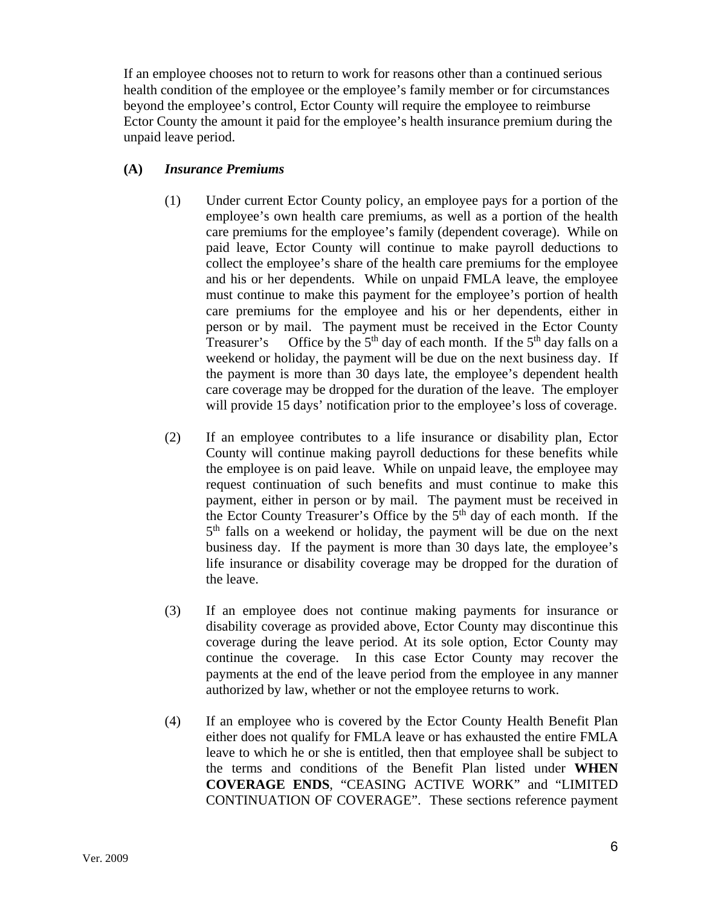If an employee chooses not to return to work for reasons other than a continued serious health condition of the employee or the employee's family member or for circumstances beyond the employee's control, Ector County will require the employee to reimburse Ector County the amount it paid for the employee's health insurance premium during the unpaid leave period.

**(A)** ***Insurance Premiums***

(1) Under current Ector County policy, an employee pays for a portion of the employee's own health care premiums, as well as a portion of the health care premiums for the employee's family (dependent coverage). While on paid leave, Ector County will continue to make payroll deductions to collect the employee's share of the health care premiums for the employee and his or her dependents. While on unpaid FMLA leave, the employee must continue to make this payment for the employee's portion of health care premiums for the employee and his or her dependents, either in person or by mail. The payment must be received in the Ector County Treasurer's Office by the 5th day of each month. If the 5th day falls on a weekend or holiday, the payment will be due on the next business day. If the payment is more than 30 days late, the employee's dependent health care coverage may be dropped for the duration of the leave. The employer will provide 15 days' notification prior to the employee's loss of coverage.

(2) If an employee contributes to a life insurance or disability plan, Ector County will continue making payroll deductions for these benefits while the employee is on paid leave. While on unpaid leave, the employee may request continuation of such benefits and must continue to make this payment, either in person or by mail. The payment must be received in the Ector County Treasurer's Office by the 5th day of each month. If the 5th falls on a weekend or holiday, the payment will be due on the next business day. If the payment is more than 30 days late, the employee's life insurance or disability coverage may be dropped for the duration of the leave.

(3) If an employee does not continue making payments for insurance or disability coverage as provided above, Ector County may discontinue this coverage during the leave period. At its sole option, Ector County may continue the coverage. In this case Ector County may recover the payments at the end of the leave period from the employee in any manner authorized by law, whether or not the employee returns to work.

(4) If an employee who is covered by the Ector County Health Benefit Plan either does not qualify for FMLA leave or has exhausted the entire FMLA leave to which he or she is entitled, then that employee shall be subject to the terms and conditions of the Benefit Plan listed under **WHEN COVERAGE ENDS**, "CEASING ACTIVE WORK" and "LIMITED CONTINUATION OF COVERAGE". These sections reference payment

Ver. 2009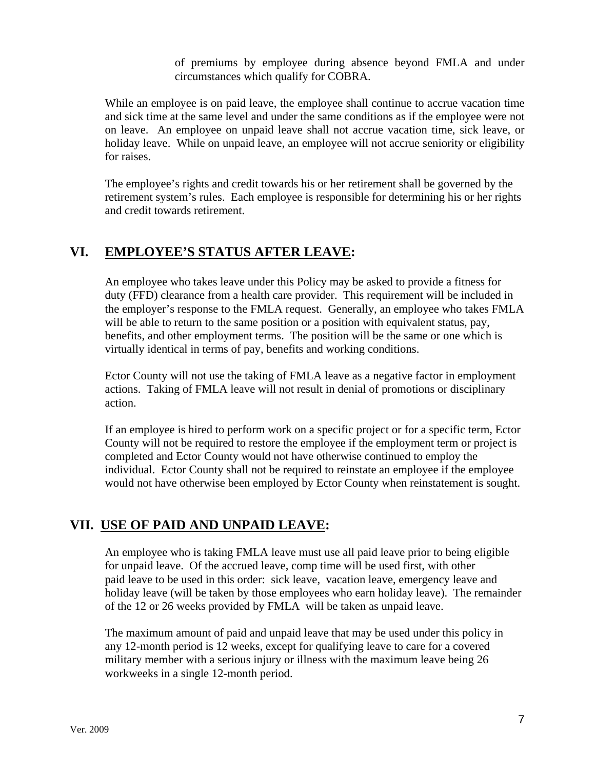of premiums by employee during absence beyond FMLA and under circumstances which qualify for COBRA.

While an employee is on paid leave, the employee shall continue to accrue vacation time and sick time at the same level and under the same conditions as if the employee were not on leave. An employee on unpaid leave shall not accrue vacation time, sick leave, or holiday leave. While on unpaid leave, an employee will not accrue seniority or eligibility for raises.

The employee's rights and credit towards his or her retirement shall be governed by the retirement system's rules. Each employee is responsible for determining his or her rights and credit towards retirement.

## VI. EMPLOYEE'S STATUS AFTER LEAVE:

An employee who takes leave under this Policy may be asked to provide a fitness for duty (FFD) clearance from a health care provider. This requirement will be included in the employer's response to the FMLA request. Generally, an employee who takes FMLA will be able to return to the same position or a position with equivalent status, pay, benefits, and other employment terms. The position will be the same or one which is virtually identical in terms of pay, benefits and working conditions.

Ector County will not use the taking of FMLA leave as a negative factor in employment actions. Taking of FMLA leave will not result in denial of promotions or disciplinary action.

If an employee is hired to perform work on a specific project or for a specific term, Ector County will not be required to restore the employee if the employment term or project is completed and Ector County would not have otherwise continued to employ the individual. Ector County shall not be required to reinstate an employee if the employee would not have otherwise been employed by Ector County when reinstatement is sought.

## VII. USE OF PAID AND UNPAID LEAVE:

An employee who is taking FMLA leave must use all paid leave prior to being eligible for unpaid leave. Of the accrued leave, comp time will be used first, with other paid leave to be used in this order: sick leave, vacation leave, emergency leave and holiday leave (will be taken by those employees who earn holiday leave). The remainder of the 12 or 26 weeks provided by FMLA will be taken as unpaid leave.

The maximum amount of paid and unpaid leave that may be used under this policy in any 12-month period is 12 weeks, except for qualifying leave to care for a covered military member with a serious injury or illness with the maximum leave being 26 workweeks in a single 12-month period.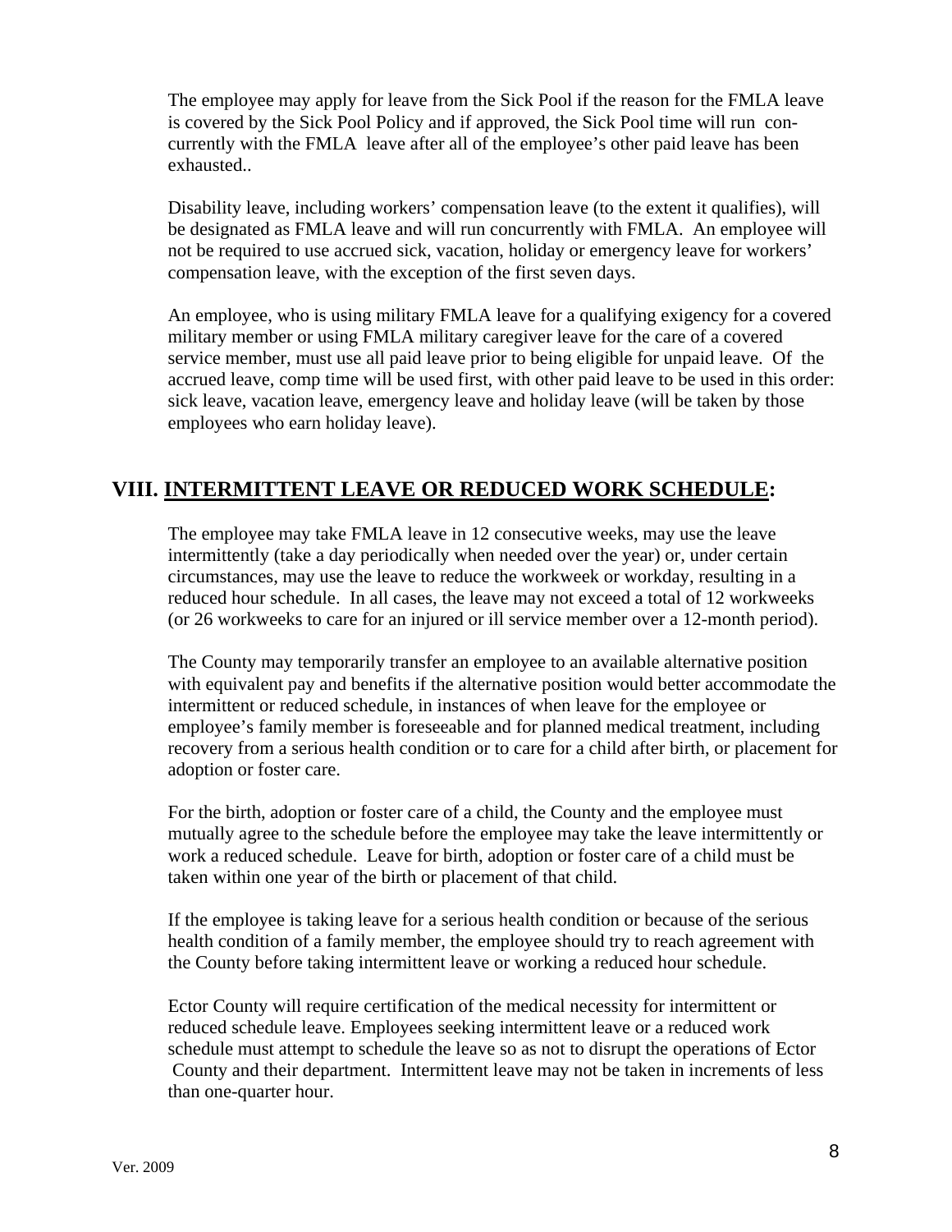The employee may apply for leave from the Sick Pool if the reason for the FMLA leave is covered by the Sick Pool Policy and if approved, the Sick Pool time will run concurrently with the FMLA leave after all of the employee's other paid leave has been exhausted..

Disability leave, including workers' compensation leave (to the extent it qualifies), will be designated as FMLA leave and will run concurrently with FMLA. An employee will not be required to use accrued sick, vacation, holiday or emergency leave for workers' compensation leave, with the exception of the first seven days.

An employee, who is using military FMLA leave for a qualifying exigency for a covered military member or using FMLA military caregiver leave for the care of a covered service member, must use all paid leave prior to being eligible for unpaid leave. Of the accrued leave, comp time will be used first, with other paid leave to be used in this order: sick leave, vacation leave, emergency leave and holiday leave (will be taken by those employees who earn holiday leave).

## VIII. INTERMITTENT LEAVE OR REDUCED WORK SCHEDULE:

The employee may take FMLA leave in 12 consecutive weeks, may use the leave intermittently (take a day periodically when needed over the year) or, under certain circumstances, may use the leave to reduce the workweek or workday, resulting in a reduced hour schedule. In all cases, the leave may not exceed a total of 12 workweeks (or 26 workweeks to care for an injured or ill service member over a 12-month period).

The County may temporarily transfer an employee to an available alternative position with equivalent pay and benefits if the alternative position would better accommodate the intermittent or reduced schedule, in instances of when leave for the employee or employee's family member is foreseeable and for planned medical treatment, including recovery from a serious health condition or to care for a child after birth, or placement for adoption or foster care.

For the birth, adoption or foster care of a child, the County and the employee must mutually agree to the schedule before the employee may take the leave intermittently or work a reduced schedule. Leave for birth, adoption or foster care of a child must be taken within one year of the birth or placement of that child.

If the employee is taking leave for a serious health condition or because of the serious health condition of a family member, the employee should try to reach agreement with the County before taking intermittent leave or working a reduced hour schedule.

Ector County will require certification of the medical necessity for intermittent or reduced schedule leave. Employees seeking intermittent leave or a reduced work schedule must attempt to schedule the leave so as not to disrupt the operations of Ector County and their department. Intermittent leave may not be taken in increments of less than one-quarter hour.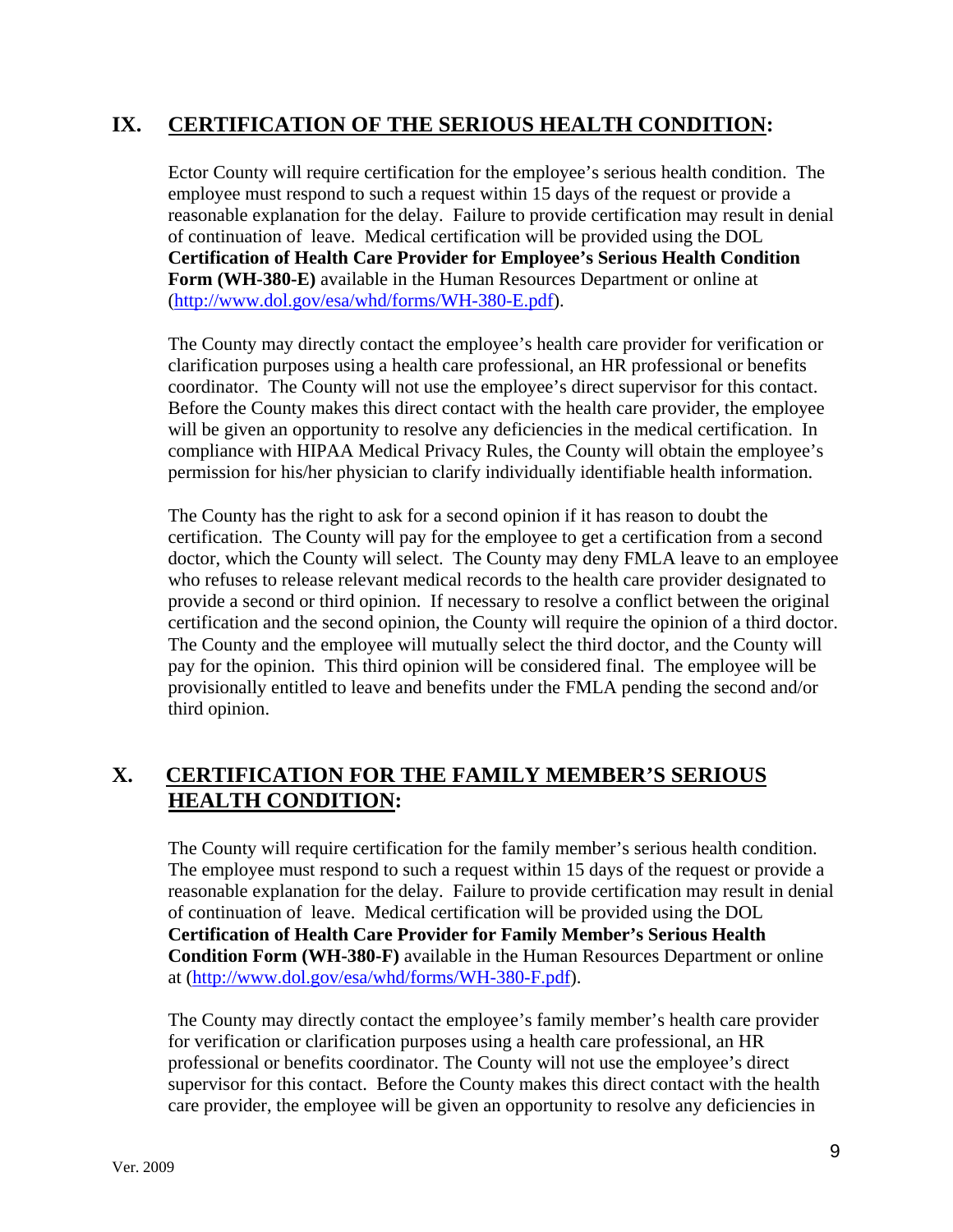## IX. CERTIFICATION OF THE SERIOUS HEALTH CONDITION:

Ector County will require certification for the employee's serious health condition. The employee must respond to such a request within 15 days of the request or provide a reasonable explanation for the delay. Failure to provide certification may result in denial of continuation of leave. Medical certification will be provided using the DOL **Certification of Health Care Provider for Employee's Serious Health Condition Form (WH-380-E)** available in the Human Resources Department or online at (http://www.dol.gov/esa/whd/forms/WH-380-E.pdf).

The County may directly contact the employee's health care provider for verification or clarification purposes using a health care professional, an HR professional or benefits coordinator. The County will not use the employee's direct supervisor for this contact. Before the County makes this direct contact with the health care provider, the employee will be given an opportunity to resolve any deficiencies in the medical certification. In compliance with HIPAA Medical Privacy Rules, the County will obtain the employee's permission for his/her physician to clarify individually identifiable health information.

The County has the right to ask for a second opinion if it has reason to doubt the certification. The County will pay for the employee to get a certification from a second doctor, which the County will select. The County may deny FMLA leave to an employee who refuses to release relevant medical records to the health care provider designated to provide a second or third opinion. If necessary to resolve a conflict between the original certification and the second opinion, the County will require the opinion of a third doctor. The County and the employee will mutually select the third doctor, and the County will pay for the opinion. This third opinion will be considered final. The employee will be provisionally entitled to leave and benefits under the FMLA pending the second and/or third opinion.

## X. CERTIFICATION FOR THE FAMILY MEMBER'S SERIOUS HEALTH CONDITION:

The County will require certification for the family member's serious health condition. The employee must respond to such a request within 15 days of the request or provide a reasonable explanation for the delay. Failure to provide certification may result in denial of continuation of leave. Medical certification will be provided using the DOL **Certification of Health Care Provider for Family Member's Serious Health Condition Form (WH-380-F)** available in the Human Resources Department or online at (http://www.dol.gov/esa/whd/forms/WH-380-F.pdf).

The County may directly contact the employee's family member's health care provider for verification or clarification purposes using a health care professional, an HR professional or benefits coordinator. The County will not use the employee's direct supervisor for this contact. Before the County makes this direct contact with the health care provider, the employee will be given an opportunity to resolve any deficiencies in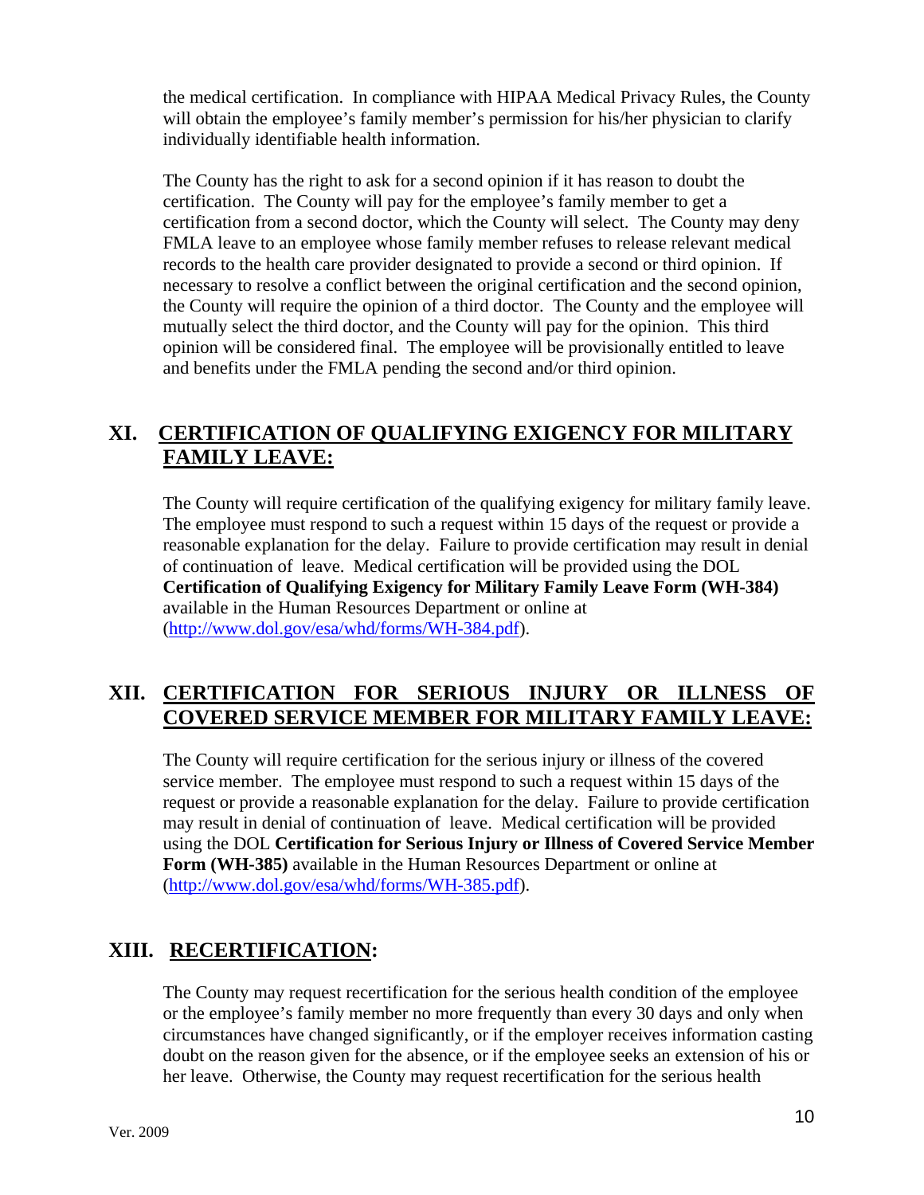the medical certification. In compliance with HIPAA Medical Privacy Rules, the County will obtain the employee's family member's permission for his/her physician to clarify individually identifiable health information.

The County has the right to ask for a second opinion if it has reason to doubt the certification. The County will pay for the employee's family member to get a certification from a second doctor, which the County will select. The County may deny FMLA leave to an employee whose family member refuses to release relevant medical records to the health care provider designated to provide a second or third opinion. If necessary to resolve a conflict between the original certification and the second opinion, the County will require the opinion of a third doctor. The County and the employee will mutually select the third doctor, and the County will pay for the opinion. This third opinion will be considered final. The employee will be provisionally entitled to leave and benefits under the FMLA pending the second and/or third opinion.

## XI. CERTIFICATION OF QUALIFYING EXIGENCY FOR MILITARY FAMILY LEAVE:

The County will require certification of the qualifying exigency for military family leave. The employee must respond to such a request within 15 days of the request or provide a reasonable explanation for the delay. Failure to provide certification may result in denial of continuation of leave. Medical certification will be provided using the DOL **Certification of Qualifying Exigency for Military Family Leave Form (WH-384)** available in the Human Resources Department or online at (http://www.dol.gov/esa/whd/forms/WH-384.pdf).

## XII. CERTIFICATION FOR SERIOUS INJURY OR ILLNESS OF COVERED SERVICE MEMBER FOR MILITARY FAMILY LEAVE:

The County will require certification for the serious injury or illness of the covered service member. The employee must respond to such a request within 15 days of the request or provide a reasonable explanation for the delay. Failure to provide certification may result in denial of continuation of leave. Medical certification will be provided using the DOL **Certification for Serious Injury or Illness of Covered Service Member Form (WH-385)** available in the Human Resources Department or online at (http://www.dol.gov/esa/whd/forms/WH-385.pdf).

## XIII. RECERTIFICATION:

The County may request recertification for the serious health condition of the employee or the employee's family member no more frequently than every 30 days and only when circumstances have changed significantly, or if the employer receives information casting doubt on the reason given for the absence, or if the employee seeks an extension of his or her leave. Otherwise, the County may request recertification for the serious health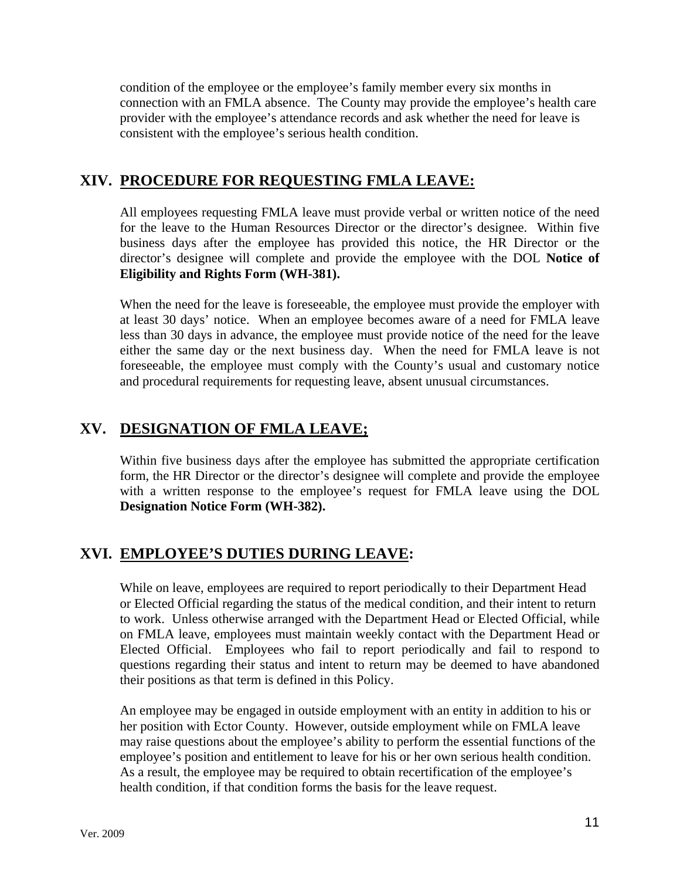condition of the employee or the employee's family member every six months in connection with an FMLA absence. The County may provide the employee's health care provider with the employee's attendance records and ask whether the need for leave is consistent with the employee's serious health condition.

## XIV. PROCEDURE FOR REQUESTING FMLA LEAVE:

All employees requesting FMLA leave must provide verbal or written notice of the need for the leave to the Human Resources Director or the director's designee. Within five business days after the employee has provided this notice, the HR Director or the director's designee will complete and provide the employee with the DOL **Notice of Eligibility and Rights Form (WH-381).**

When the need for the leave is foreseeable, the employee must provide the employer with at least 30 days' notice. When an employee becomes aware of a need for FMLA leave less than 30 days in advance, the employee must provide notice of the need for the leave either the same day or the next business day. When the need for FMLA leave is not foreseeable, the employee must comply with the County's usual and customary notice and procedural requirements for requesting leave, absent unusual circumstances.

## XV. DESIGNATION OF FMLA LEAVE;

Within five business days after the employee has submitted the appropriate certification form, the HR Director or the director's designee will complete and provide the employee with a written response to the employee's request for FMLA leave using the DOL **Designation Notice Form (WH-382).**

## XVI. EMPLOYEE'S DUTIES DURING LEAVE:

While on leave, employees are required to report periodically to their Department Head or Elected Official regarding the status of the medical condition, and their intent to return to work. Unless otherwise arranged with the Department Head or Elected Official, while on FMLA leave, employees must maintain weekly contact with the Department Head or Elected Official. Employees who fail to report periodically and fail to respond to questions regarding their status and intent to return may be deemed to have abandoned their positions as that term is defined in this Policy.

An employee may be engaged in outside employment with an entity in addition to his or her position with Ector County. However, outside employment while on FMLA leave may raise questions about the employee's ability to perform the essential functions of the employee's position and entitlement to leave for his or her own serious health condition. As a result, the employee may be required to obtain recertification of the employee's health condition, if that condition forms the basis for the leave request.

Ver. 2009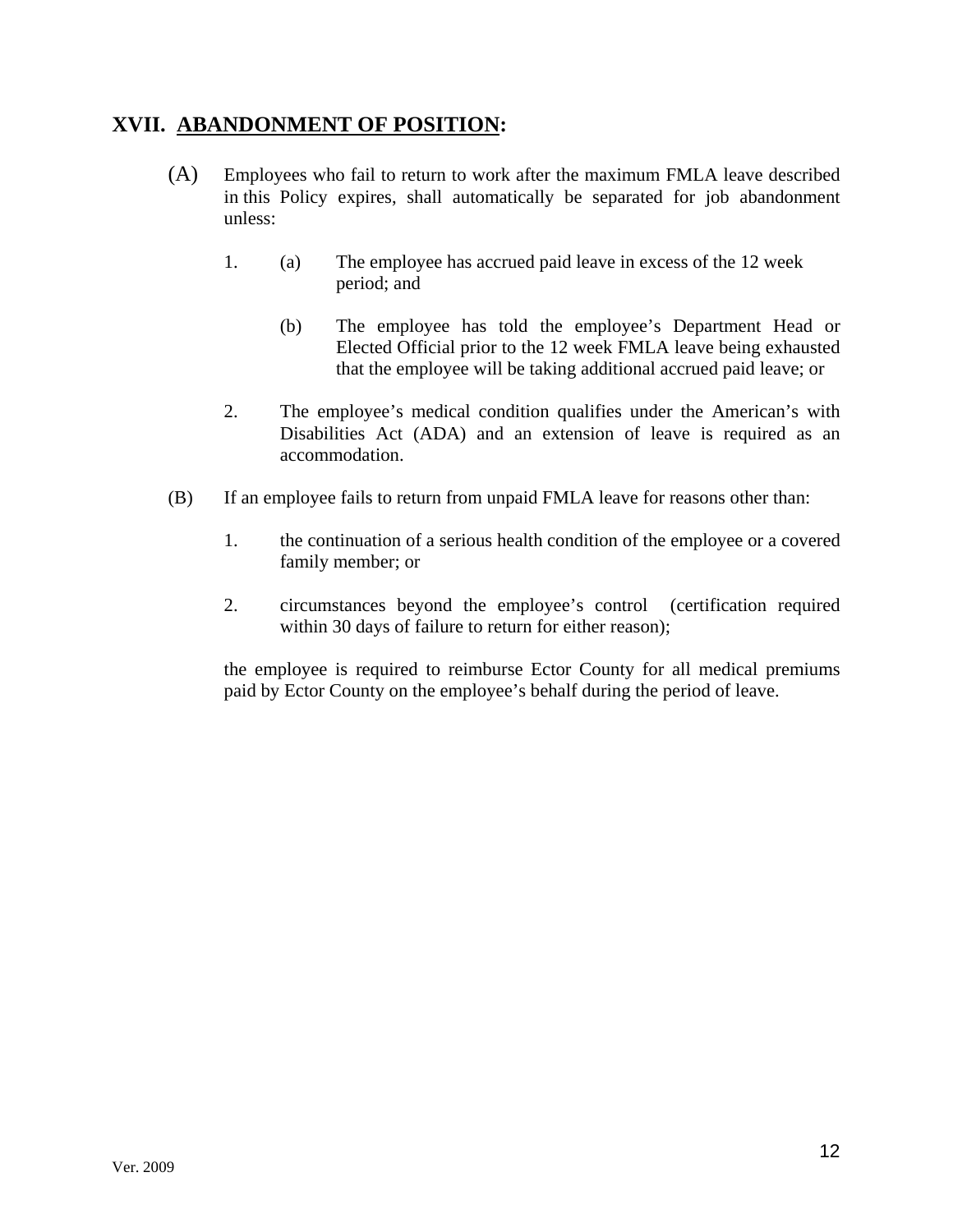## XVII. ABANDONMENT OF POSITION:

(A) Employees who fail to return to work after the maximum FMLA leave described in this Policy expires, shall automatically be separated for job abandonment unless:

1. (a) The employee has accrued paid leave in excess of the 12 week period; and

   (b) The employee has told the employee's Department Head or Elected Official prior to the 12 week FMLA leave being exhausted that the employee will be taking additional accrued paid leave; or

2. The employee's medical condition qualifies under the American's with Disabilities Act (ADA) and an extension of leave is required as an accommodation.

(B) If an employee fails to return from unpaid FMLA leave for reasons other than:

1. the continuation of a serious health condition of the employee or a covered family member; or

2. circumstances beyond the employee's control (certification required within 30 days of failure to return for either reason);

the employee is required to reimburse Ector County for all medical premiums paid by Ector County on the employee's behalf during the period of leave.